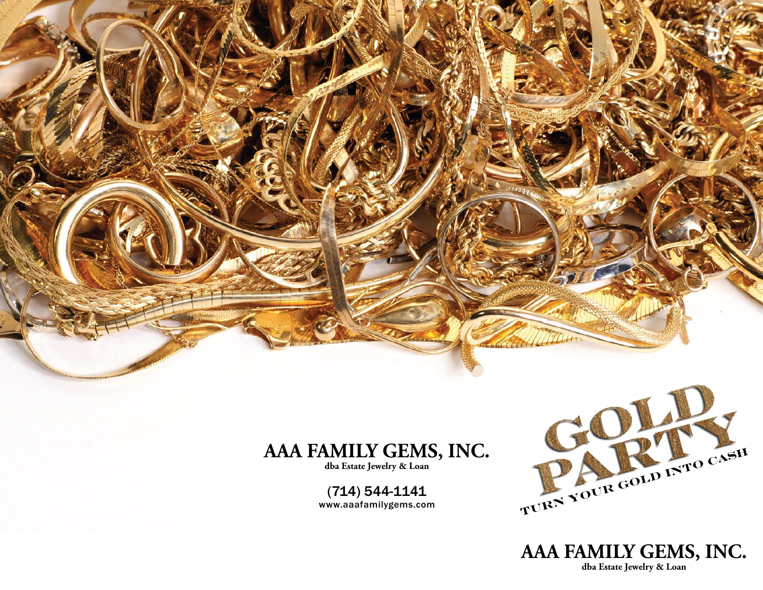# AAA FAMILY GEMS, INC.

**dba Estate Jewelry & Loan**

(714) 544-1141
www.aaafamilygems.com

# GOLD PARTY

TURN YOUR GOLD INTO CASH

# AAA FAMILY GEMS, INC.

**dba Estate Jewelry & Loan**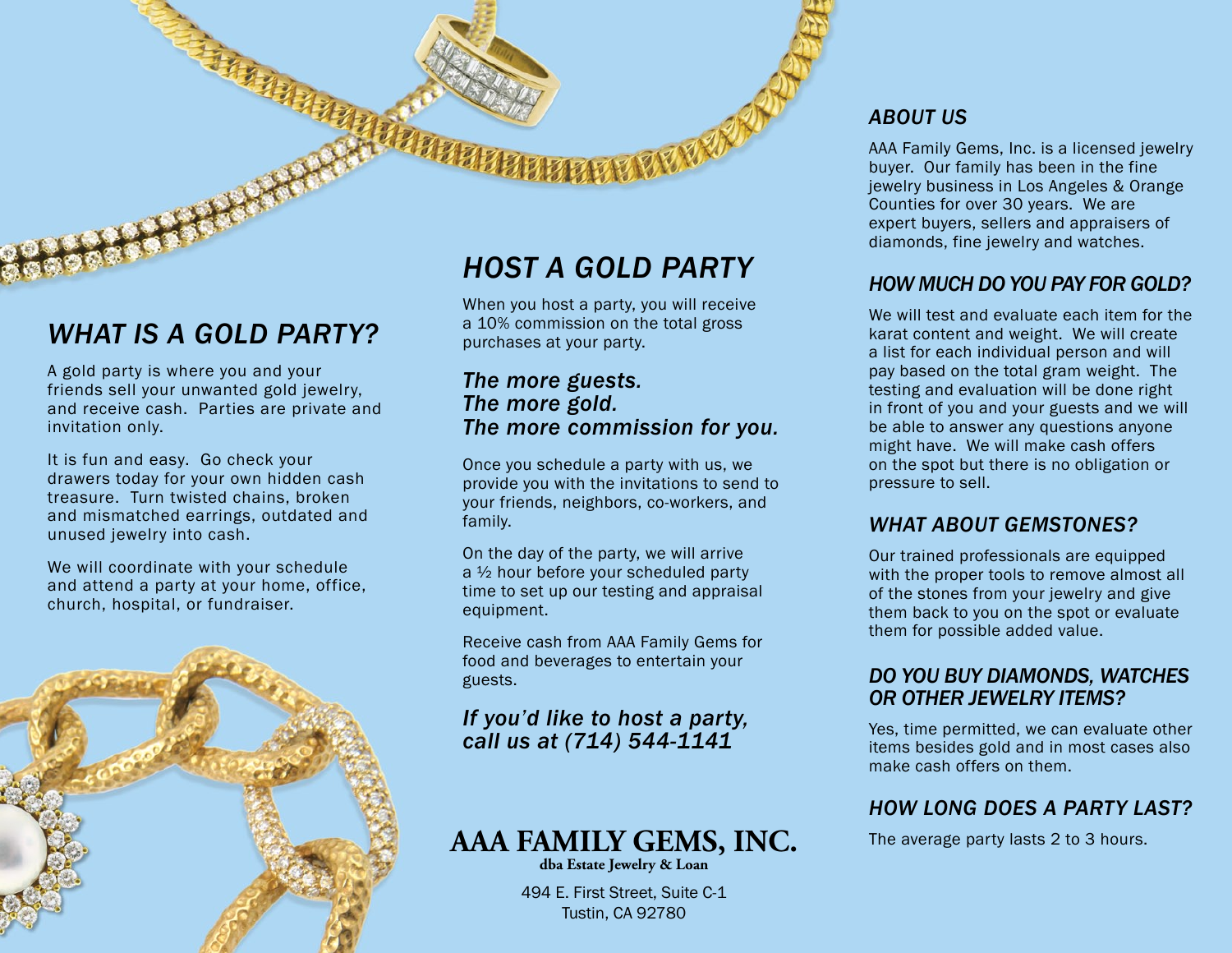## WHAT IS A GOLD PARTY?

A gold party is where you and your friends sell your unwanted gold jewelry, and receive cash. Parties are private and invitation only.

It is fun and easy. Go check your drawers today for your own hidden cash treasure. Turn twisted chains, broken and mismatched earrings, outdated and unused jewelry into cash.

We will coordinate with your schedule and attend a party at your home, office, church, hospital, or fundraiser.

## HOST A GOLD PARTY

When you host a party, you will receive a 10% commission on the total gross purchases at your party.

*The more guests.*
*The more gold.*
*The more commission for you.*

Once you schedule a party with us, we provide you with the invitations to send to your friends, neighbors, co-workers, and family.

On the day of the party, we will arrive a ½ hour before your scheduled party time to set up our testing and appraisal equipment.

Receive cash from AAA Family Gems for food and beverages to entertain your guests.

*If you'd like to host a party, call us at (714) 544-1141*

**AAA FAMILY GEMS, INC.**
**dba Estate Jewelry & Loan**

494 E. First Street, Suite C-1
Tustin, CA 92780

## ABOUT US

AAA Family Gems, Inc. is a licensed jewelry buyer. Our family has been in the fine jewelry business in Los Angeles & Orange Counties for over 30 years. We are expert buyers, sellers and appraisers of diamonds, fine jewelry and watches.

## HOW MUCH DO YOU PAY FOR GOLD?

We will test and evaluate each item for the karat content and weight. We will create a list for each individual person and will pay based on the total gram weight. The testing and evaluation will be done right in front of you and your guests and we will be able to answer any questions anyone might have. We will make cash offers on the spot but there is no obligation or pressure to sell.

## WHAT ABOUT GEMSTONES?

Our trained professionals are equipped with the proper tools to remove almost all of the stones from your jewelry and give them back to you on the spot or evaluate them for possible added value.

## DO YOU BUY DIAMONDS, WATCHES OR OTHER JEWELRY ITEMS?

Yes, time permitted, we can evaluate other items besides gold and in most cases also make cash offers on them.

## HOW LONG DOES A PARTY LAST?

The average party lasts 2 to 3 hours.